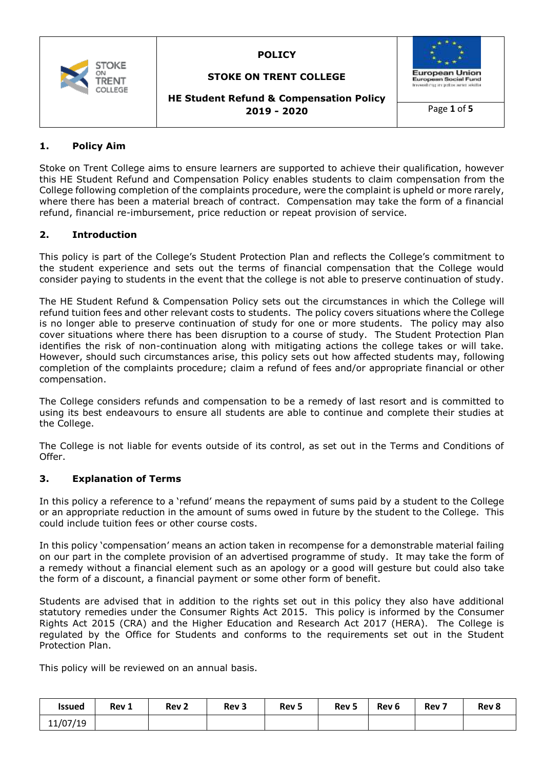| | | |
|---|---|---|
| STOKE ON TRENT COLLEGE | **POLICY**<br><br>**STOKE ON TRENT COLLEGE**<br><br>**HE Student Refund & Compensation Policy 2019 - 2020** | European Union European Social Fund |

## 1. Policy Aim

Stoke on Trent College aims to ensure learners are supported to achieve their qualification, however this HE Student Refund and Compensation Policy enables students to claim compensation from the College following completion of the complaints procedure, were the complaint is upheld or more rarely, where there has been a material breach of contract. Compensation may take the form of a financial refund, financial re-imbursement, price reduction or repeat provision of service.

## 2. Introduction

This policy is part of the College's Student Protection Plan and reflects the College's commitment to the student experience and sets out the terms of financial compensation that the College would consider paying to students in the event that the college is not able to preserve continuation of study.

The HE Student Refund & Compensation Policy sets out the circumstances in which the College will refund tuition fees and other relevant costs to students. The policy covers situations where the College is no longer able to preserve continuation of study for one or more students. The policy may also cover situations where there has been disruption to a course of study. The Student Protection Plan identifies the risk of non-continuation along with mitigating actions the college takes or will take. However, should such circumstances arise, this policy sets out how affected students may, following completion of the complaints procedure; claim a refund of fees and/or appropriate financial or other compensation.

The College considers refunds and compensation to be a remedy of last resort and is committed to using its best endeavours to ensure all students are able to continue and complete their studies at the College.

The College is not liable for events outside of its control, as set out in the Terms and Conditions of Offer.

## 3. Explanation of Terms

In this policy a reference to a 'refund' means the repayment of sums paid by a student to the College or an appropriate reduction in the amount of sums owed in future by the student to the College. This could include tuition fees or other course costs.

In this policy 'compensation' means an action taken in recompense for a demonstrable material failing on our part in the complete provision of an advertised programme of study. It may take the form of a remedy without a financial element such as an apology or a good will gesture but could also take the form of a discount, a financial payment or some other form of benefit.

Students are advised that in addition to the rights set out in this policy they also have additional statutory remedies under the Consumer Rights Act 2015. This policy is informed by the Consumer Rights Act 2015 (CRA) and the Higher Education and Research Act 2017 (HERA). The College is regulated by the Office for Students and conforms to the requirements set out in the Student Protection Plan.

This policy will be reviewed on an annual basis.

| Issued | Rev 1 | Rev 2 | Rev 3 | Rev 5 | Rev 5 | Rev 6 | Rev 7 | Rev 8 |
|---|---|---|---|---|---|---|---|---|
| 11/07/19 | | | | | | | | |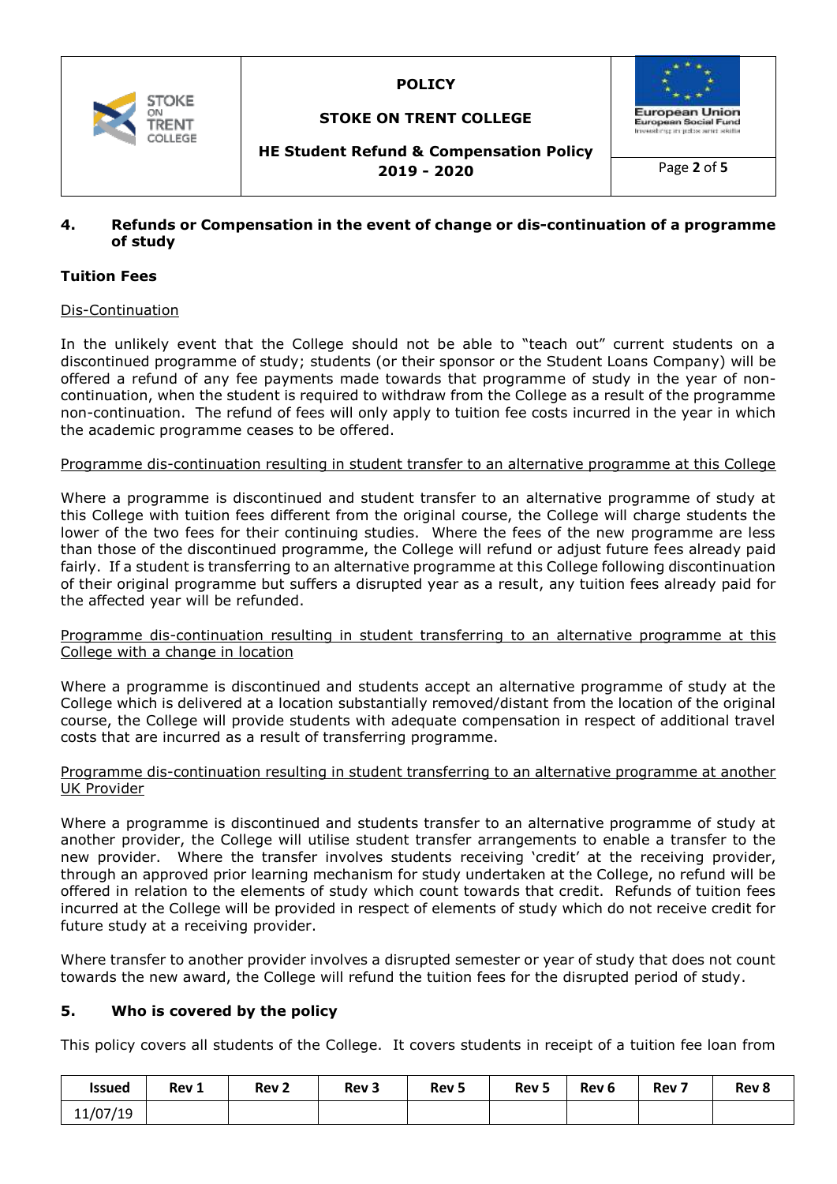## 4. Refunds or Compensation in the event of change or dis-continuation of a programme of study

### Tuition Fees

Dis-Continuation

In the unlikely event that the College should not be able to "teach out" current students on a discontinued programme of study; students (or their sponsor or the Student Loans Company) will be offered a refund of any fee payments made towards that programme of study in the year of non-continuation, when the student is required to withdraw from the College as a result of the programme non-continuation. The refund of fees will only apply to tuition fee costs incurred in the year in which the academic programme ceases to be offered.

Programme dis-continuation resulting in student transfer to an alternative programme at this College

Where a programme is discontinued and student transfer to an alternative programme of study at this College with tuition fees different from the original course, the College will charge students the lower of the two fees for their continuing studies. Where the fees of the new programme are less than those of the discontinued programme, the College will refund or adjust future fees already paid fairly. If a student is transferring to an alternative programme at this College following discontinuation of their original programme but suffers a disrupted year as a result, any tuition fees already paid for the affected year will be refunded.

Programme dis-continuation resulting in student transferring to an alternative programme at this College with a change in location

Where a programme is discontinued and students accept an alternative programme of study at the College which is delivered at a location substantially removed/distant from the location of the original course, the College will provide students with adequate compensation in respect of additional travel costs that are incurred as a result of transferring programme.

Programme dis-continuation resulting in student transferring to an alternative programme at another UK Provider

Where a programme is discontinued and students transfer to an alternative programme of study at another provider, the College will utilise student transfer arrangements to enable a transfer to the new provider. Where the transfer involves students receiving 'credit' at the receiving provider, through an approved prior learning mechanism for study undertaken at the College, no refund will be offered in relation to the elements of study which count towards that credit. Refunds of tuition fees incurred at the College will be provided in respect of elements of study which do not receive credit for future study at a receiving provider.

Where transfer to another provider involves a disrupted semester or year of study that does not count towards the new award, the College will refund the tuition fees for the disrupted period of study.

## 5. Who is covered by the policy

This policy covers all students of the College. It covers students in receipt of a tuition fee loan from

| Issued | Rev 1 | Rev 2 | Rev 3 | Rev 5 | Rev 5 | Rev 6 | Rev 7 | Rev 8 |
|---|---|---|---|---|---|---|---|---|
| 11/07/19 | | | | | | | | |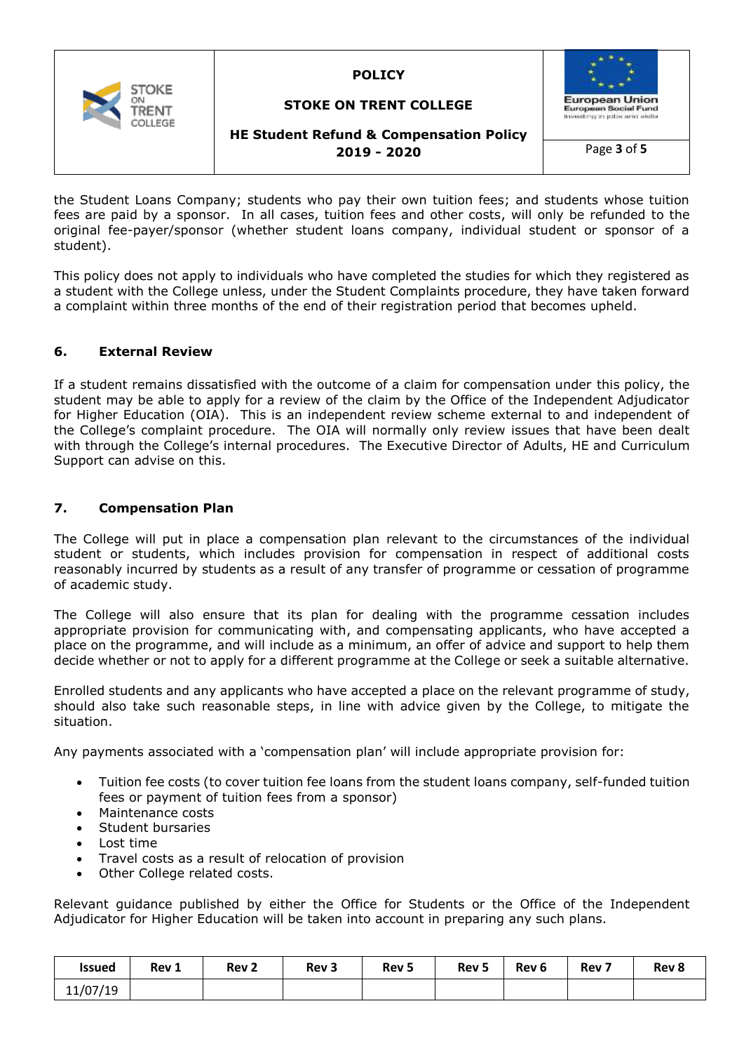the Student Loans Company; students who pay their own tuition fees; and students whose tuition fees are paid by a sponsor. In all cases, tuition fees and other costs, will only be refunded to the original fee-payer/sponsor (whether student loans company, individual student or sponsor of a student).

This policy does not apply to individuals who have completed the studies for which they registered as a student with the College unless, under the Student Complaints procedure, they have taken forward a complaint within three months of the end of their registration period that becomes upheld.

## 6. External Review

If a student remains dissatisfied with the outcome of a claim for compensation under this policy, the student may be able to apply for a review of the claim by the Office of the Independent Adjudicator for Higher Education (OIA). This is an independent review scheme external to and independent of the College's complaint procedure. The OIA will normally only review issues that have been dealt with through the College's internal procedures. The Executive Director of Adults, HE and Curriculum Support can advise on this.

## 7. Compensation Plan

The College will put in place a compensation plan relevant to the circumstances of the individual student or students, which includes provision for compensation in respect of additional costs reasonably incurred by students as a result of any transfer of programme or cessation of programme of academic study.

The College will also ensure that its plan for dealing with the programme cessation includes appropriate provision for communicating with, and compensating applicants, who have accepted a place on the programme, and will include as a minimum, an offer of advice and support to help them decide whether or not to apply for a different programme at the College or seek a suitable alternative.

Enrolled students and any applicants who have accepted a place on the relevant programme of study, should also take such reasonable steps, in line with advice given by the College, to mitigate the situation.

Any payments associated with a 'compensation plan' will include appropriate provision for:

- Tuition fee costs (to cover tuition fee loans from the student loans company, self-funded tuition fees or payment of tuition fees from a sponsor)
- Maintenance costs
- Student bursaries
- Lost time
- Travel costs as a result of relocation of provision
- Other College related costs.

Relevant guidance published by either the Office for Students or the Office of the Independent Adjudicator for Higher Education will be taken into account in preparing any such plans.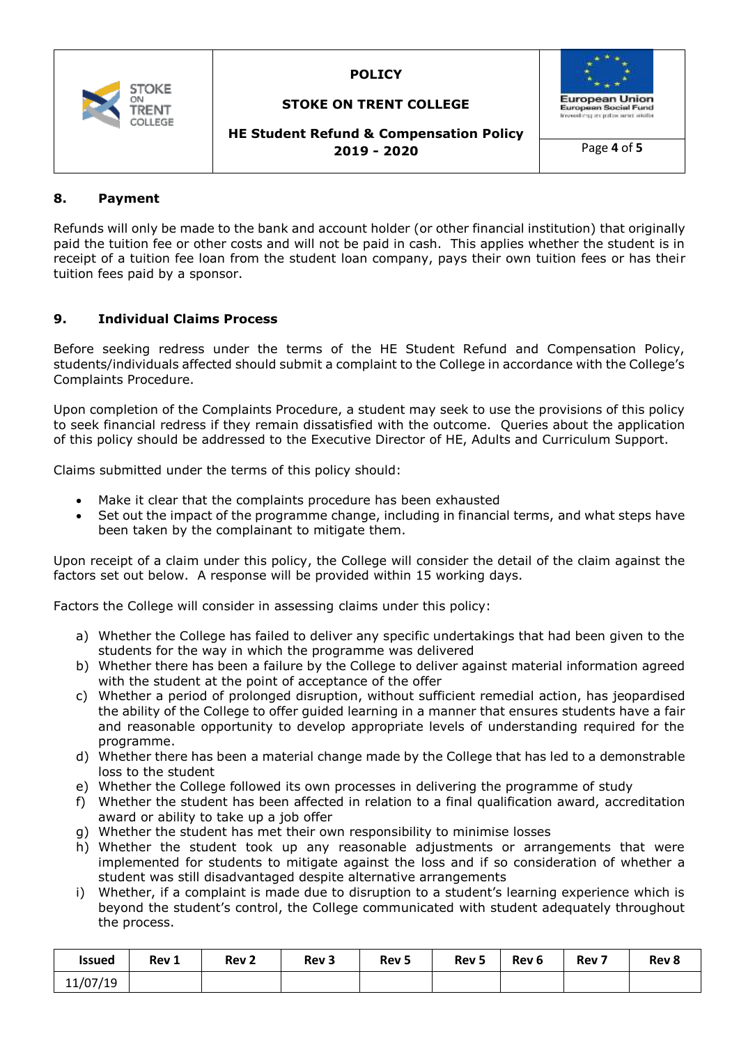## 8. Payment

Refunds will only be made to the bank and account holder (or other financial institution) that originally paid the tuition fee or other costs and will not be paid in cash. This applies whether the student is in receipt of a tuition fee loan from the student loan company, pays their own tuition fees or has their tuition fees paid by a sponsor.

## 9. Individual Claims Process

Before seeking redress under the terms of the HE Student Refund and Compensation Policy, students/individuals affected should submit a complaint to the College in accordance with the College's Complaints Procedure.

Upon completion of the Complaints Procedure, a student may seek to use the provisions of this policy to seek financial redress if they remain dissatisfied with the outcome. Queries about the application of this policy should be addressed to the Executive Director of HE, Adults and Curriculum Support.

Claims submitted under the terms of this policy should:

- Make it clear that the complaints procedure has been exhausted
- Set out the impact of the programme change, including in financial terms, and what steps have been taken by the complainant to mitigate them.

Upon receipt of a claim under this policy, the College will consider the detail of the claim against the factors set out below. A response will be provided within 15 working days.

Factors the College will consider in assessing claims under this policy:

a) Whether the College has failed to deliver any specific undertakings that had been given to the students for the way in which the programme was delivered
b) Whether there has been a failure by the College to deliver against material information agreed with the student at the point of acceptance of the offer
c) Whether a period of prolonged disruption, without sufficient remedial action, has jeopardised the ability of the College to offer guided learning in a manner that ensures students have a fair and reasonable opportunity to develop appropriate levels of understanding required for the programme.
d) Whether there has been a material change made by the College that has led to a demonstrable loss to the student
e) Whether the College followed its own processes in delivering the programme of study
f) Whether the student has been affected in relation to a final qualification award, accreditation award or ability to take up a job offer
g) Whether the student has met their own responsibility to minimise losses
h) Whether the student took up any reasonable adjustments or arrangements that were implemented for students to mitigate against the loss and if so consideration of whether a student was still disadvantaged despite alternative arrangements
i) Whether, if a complaint is made due to disruption to a student's learning experience which is beyond the student's control, the College communicated with student adequately throughout the process.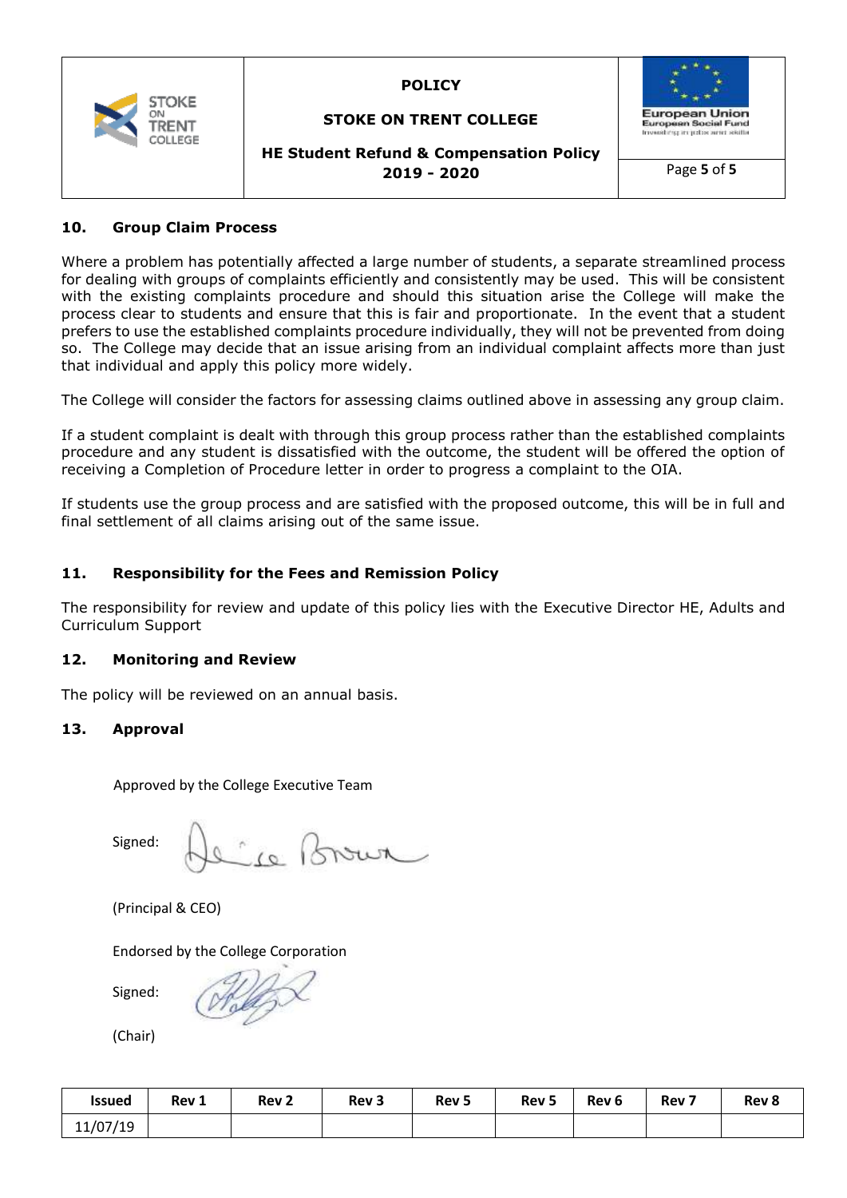## 10. Group Claim Process

Where a problem has potentially affected a large number of students, a separate streamlined process for dealing with groups of complaints efficiently and consistently may be used. This will be consistent with the existing complaints procedure and should this situation arise the College will make the process clear to students and ensure that this is fair and proportionate. In the event that a student prefers to use the established complaints procedure individually, they will not be prevented from doing so. The College may decide that an issue arising from an individual complaint affects more than just that individual and apply this policy more widely.

The College will consider the factors for assessing claims outlined above in assessing any group claim.

If a student complaint is dealt with through this group process rather than the established complaints procedure and any student is dissatisfied with the outcome, the student will be offered the option of receiving a Completion of Procedure letter in order to progress a complaint to the OIA.

If students use the group process and are satisfied with the proposed outcome, this will be in full and final settlement of all claims arising out of the same issue.

## 11. Responsibility for the Fees and Remission Policy

The responsibility for review and update of this policy lies with the Executive Director HE, Adults and Curriculum Support

## 12. Monitoring and Review

The policy will be reviewed on an annual basis.

## 13. Approval

Approved by the College Executive Team

Signed:

(Principal & CEO)

Endorsed by the College Corporation

Signed:

(Chair)

| Issued | Rev 1 | Rev 2 | Rev 3 | Rev 5 | Rev 5 | Rev 6 | Rev 7 | Rev 8 |
|---|---|---|---|---|---|---|---|---|
| 11/07/19 | | | | | | | | |